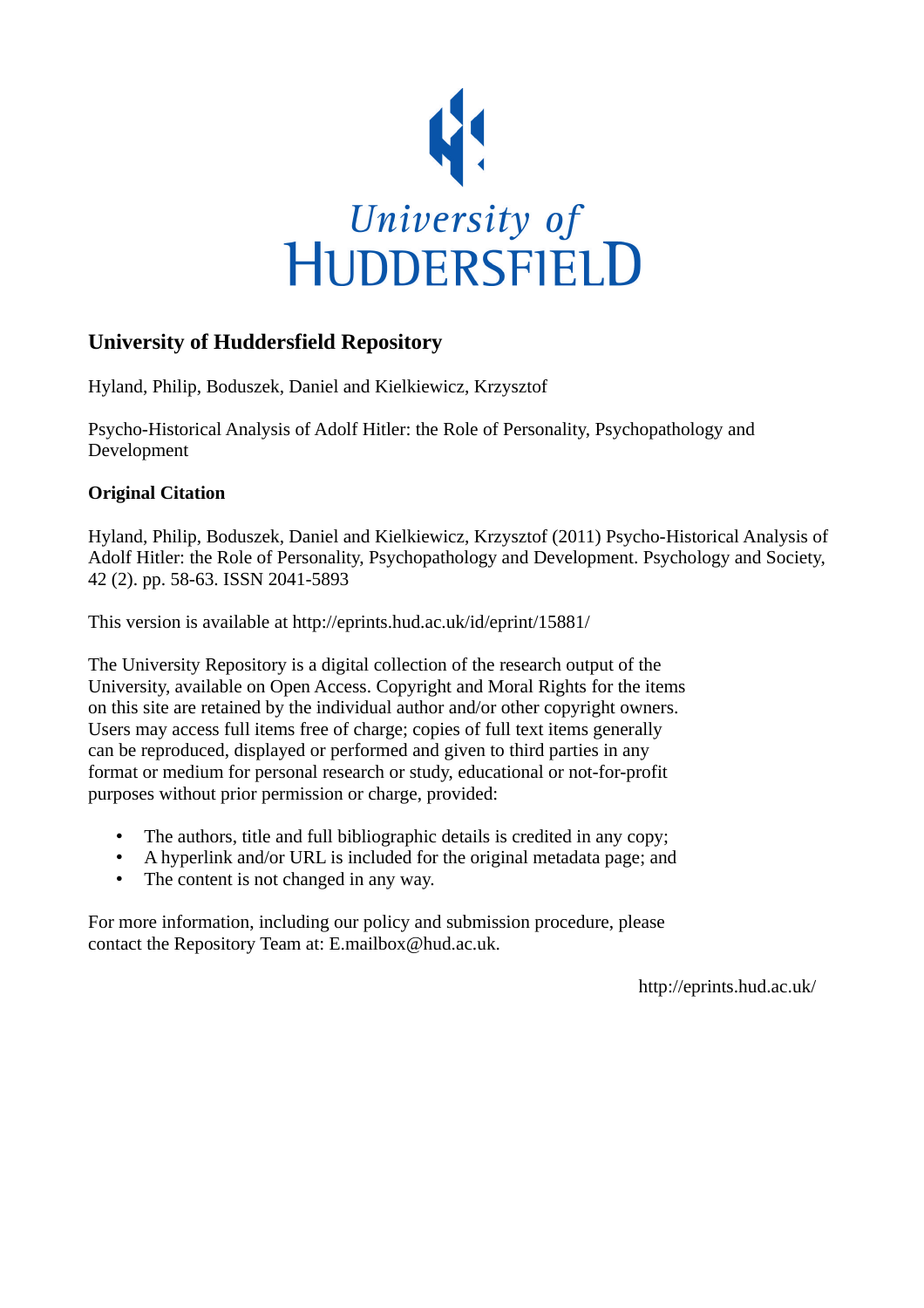University of HUDDERSFIELD

# University of Huddersfield Repository

Hyland, Philip, Boduszek, Daniel and Kielkiewicz, Krzysztof

Psycho-Historical Analysis of Adolf Hitler: the Role of Personality, Psychopathology and Development

## Original Citation

Hyland, Philip, Boduszek, Daniel and Kielkiewicz, Krzysztof (2011) Psycho-Historical Analysis of Adolf Hitler: the Role of Personality, Psychopathology and Development. Psychology and Society, 42 (2). pp. 58-63. ISSN 2041-5893

This version is available at http://eprints.hud.ac.uk/id/eprint/15881/

The University Repository is a digital collection of the research output of the University, available on Open Access. Copyright and Moral Rights for the items on this site are retained by the individual author and/or other copyright owners. Users may access full items free of charge; copies of full text items generally can be reproduced, displayed or performed and given to third parties in any format or medium for personal research or study, educational or not-for-profit purposes without prior permission or charge, provided:

- The authors, title and full bibliographic details is credited in any copy;
- A hyperlink and/or URL is included for the original metadata page; and
- The content is not changed in any way.

For more information, including our policy and submission procedure, please contact the Repository Team at: E.mailbox@hud.ac.uk.

http://eprints.hud.ac.uk/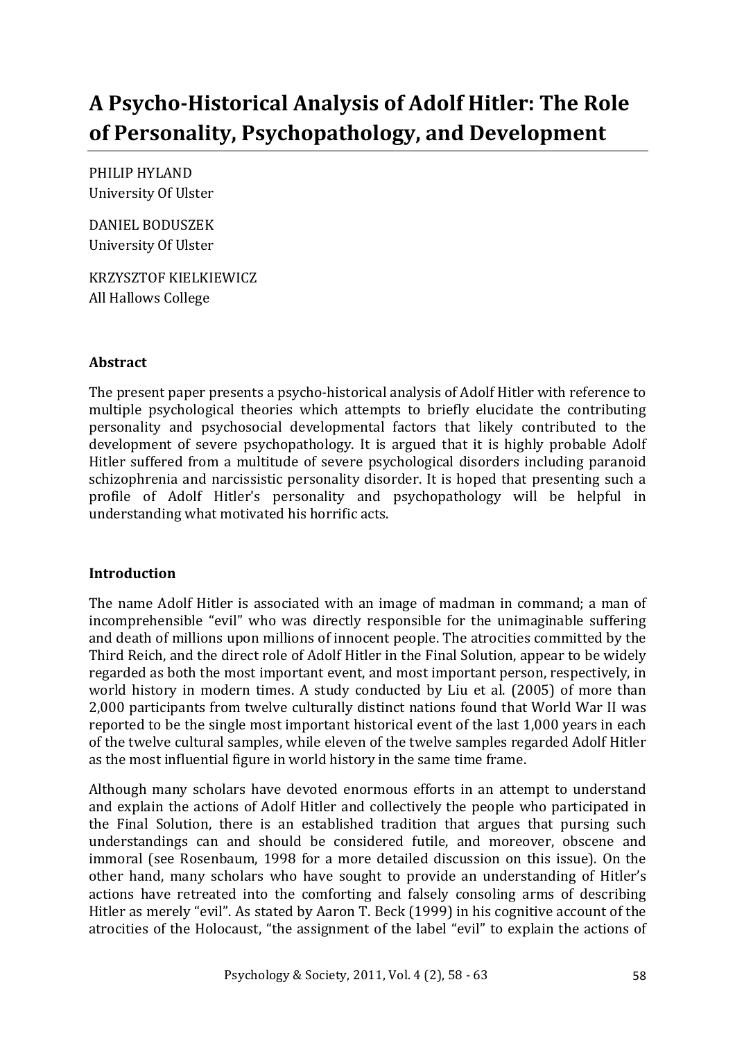# A Psycho-Historical Analysis of Adolf Hitler: The Role of Personality, Psychopathology, and Development

PHILIP HYLAND
University Of Ulster

DANIEL BODUSZEK
University Of Ulster

KRZYSZTOF KIELKIEWICZ
All Hallows College

### Abstract

The present paper presents a psycho-historical analysis of Adolf Hitler with reference to multiple psychological theories which attempts to briefly elucidate the contributing personality and psychosocial developmental factors that likely contributed to the development of severe psychopathology. It is argued that it is highly probable Adolf Hitler suffered from a multitude of severe psychological disorders including paranoid schizophrenia and narcissistic personality disorder. It is hoped that presenting such a profile of Adolf Hitler's personality and psychopathology will be helpful in understanding what motivated his horrific acts.

### Introduction

The name Adolf Hitler is associated with an image of madman in command; a man of incomprehensible "evil" who was directly responsible for the unimaginable suffering and death of millions upon millions of innocent people. The atrocities committed by the Third Reich, and the direct role of Adolf Hitler in the Final Solution, appear to be widely regarded as both the most important event, and most important person, respectively, in world history in modern times. A study conducted by Liu et al. (2005) of more than 2,000 participants from twelve culturally distinct nations found that World War II was reported to be the single most important historical event of the last 1,000 years in each of the twelve cultural samples, while eleven of the twelve samples regarded Adolf Hitler as the most influential figure in world history in the same time frame.

Although many scholars have devoted enormous efforts in an attempt to understand and explain the actions of Adolf Hitler and collectively the people who participated in the Final Solution, there is an established tradition that argues that pursing such understandings can and should be considered futile, and moreover, obscene and immoral (see Rosenbaum, 1998 for a more detailed discussion on this issue). On the other hand, many scholars who have sought to provide an understanding of Hitler's actions have retreated into the comforting and falsely consoling arms of describing Hitler as merely "evil". As stated by Aaron T. Beck (1999) in his cognitive account of the atrocities of the Holocaust, "the assignment of the label "evil" to explain the actions of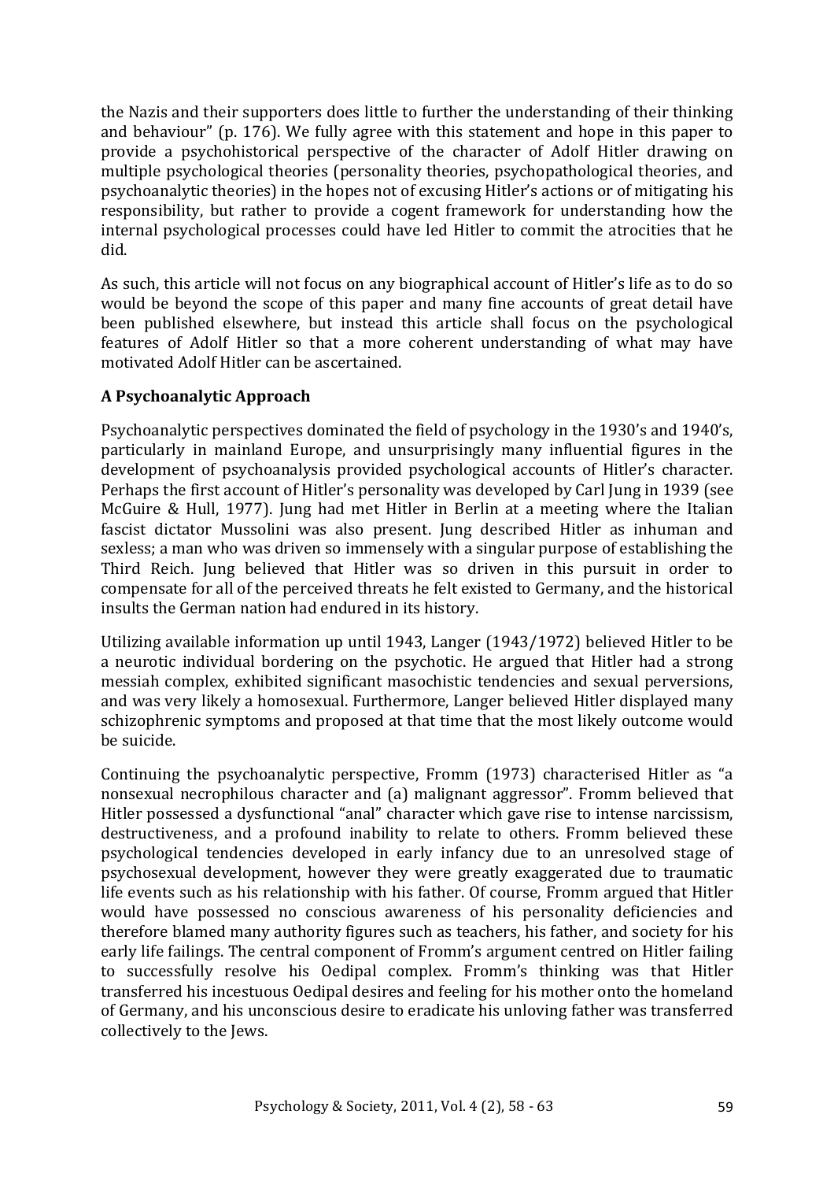the Nazis and their supporters does little to further the understanding of their thinking and behaviour" (p. 176). We fully agree with this statement and hope in this paper to provide a psychohistorical perspective of the character of Adolf Hitler drawing on multiple psychological theories (personality theories, psychopathological theories, and psychoanalytic theories) in the hopes not of excusing Hitler's actions or of mitigating his responsibility, but rather to provide a cogent framework for understanding how the internal psychological processes could have led Hitler to commit the atrocities that he did.

As such, this article will not focus on any biographical account of Hitler's life as to do so would be beyond the scope of this paper and many fine accounts of great detail have been published elsewhere, but instead this article shall focus on the psychological features of Adolf Hitler so that a more coherent understanding of what may have motivated Adolf Hitler can be ascertained.

**A Psychoanalytic Approach**

Psychoanalytic perspectives dominated the field of psychology in the 1930's and 1940's, particularly in mainland Europe, and unsurprisingly many influential figures in the development of psychoanalysis provided psychological accounts of Hitler's character. Perhaps the first account of Hitler's personality was developed by Carl Jung in 1939 (see McGuire & Hull, 1977). Jung had met Hitler in Berlin at a meeting where the Italian fascist dictator Mussolini was also present. Jung described Hitler as inhuman and sexless; a man who was driven so immensely with a singular purpose of establishing the Third Reich. Jung believed that Hitler was so driven in this pursuit in order to compensate for all of the perceived threats he felt existed to Germany, and the historical insults the German nation had endured in its history.

Utilizing available information up until 1943, Langer (1943/1972) believed Hitler to be a neurotic individual bordering on the psychotic. He argued that Hitler had a strong messiah complex, exhibited significant masochistic tendencies and sexual perversions, and was very likely a homosexual. Furthermore, Langer believed Hitler displayed many schizophrenic symptoms and proposed at that time that the most likely outcome would be suicide.

Continuing the psychoanalytic perspective, Fromm (1973) characterised Hitler as "a nonsexual necrophilous character and (a) malignant aggressor". Fromm believed that Hitler possessed a dysfunctional "anal" character which gave rise to intense narcissism, destructiveness, and a profound inability to relate to others. Fromm believed these psychological tendencies developed in early infancy due to an unresolved stage of psychosexual development, however they were greatly exaggerated due to traumatic life events such as his relationship with his father. Of course, Fromm argued that Hitler would have possessed no conscious awareness of his personality deficiencies and therefore blamed many authority figures such as teachers, his father, and society for his early life failings. The central component of Fromm's argument centred on Hitler failing to successfully resolve his Oedipal complex. Fromm's thinking was that Hitler transferred his incestuous Oedipal desires and feeling for his mother onto the homeland of Germany, and his unconscious desire to eradicate his unloving father was transferred collectively to the Jews.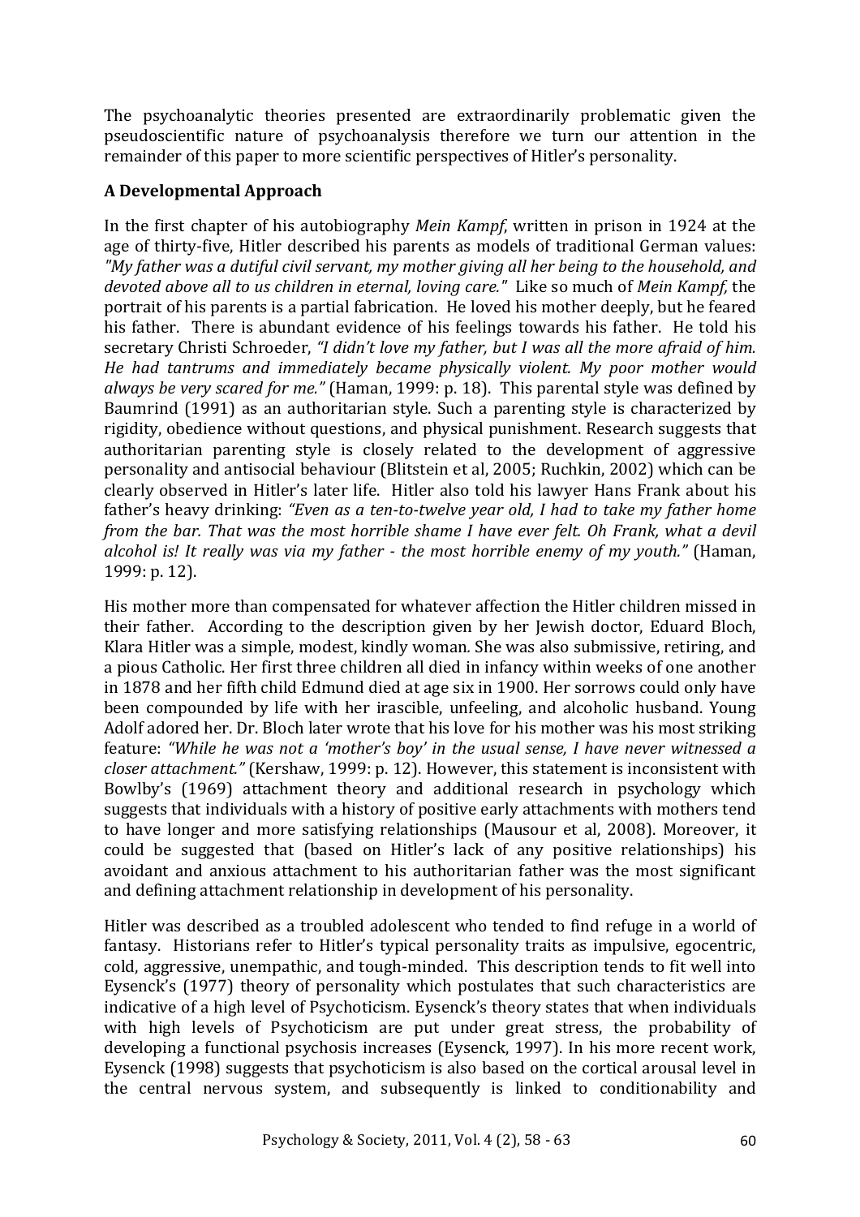The psychoanalytic theories presented are extraordinarily problematic given the pseudoscientific nature of psychoanalysis therefore we turn our attention in the remainder of this paper to more scientific perspectives of Hitler's personality.

**A Developmental Approach**

In the first chapter of his autobiography *Mein Kampf*, written in prison in 1924 at the age of thirty-five, Hitler described his parents as models of traditional German values: *"My father was a dutiful civil servant, my mother giving all her being to the household, and devoted above all to us children in eternal, loving care."* Like so much of *Mein Kampf,* the portrait of his parents is a partial fabrication. He loved his mother deeply, but he feared his father. There is abundant evidence of his feelings towards his father. He told his secretary Christi Schroeder, *"I didn't love my father, but I was all the more afraid of him. He had tantrums and immediately became physically violent. My poor mother would always be very scared for me."* (Haman, 1999: p. 18). This parental style was defined by Baumrind (1991) as an authoritarian style. Such a parenting style is characterized by rigidity, obedience without questions, and physical punishment. Research suggests that authoritarian parenting style is closely related to the development of aggressive personality and antisocial behaviour (Blitstein et al, 2005; Ruchkin, 2002) which can be clearly observed in Hitler's later life. Hitler also told his lawyer Hans Frank about his father's heavy drinking: *"Even as a ten-to-twelve year old, I had to take my father home from the bar. That was the most horrible shame I have ever felt. Oh Frank, what a devil alcohol is! It really was via my father - the most horrible enemy of my youth."* (Haman, 1999: p. 12).

His mother more than compensated for whatever affection the Hitler children missed in their father. According to the description given by her Jewish doctor, Eduard Bloch, Klara Hitler was a simple, modest, kindly woman. She was also submissive, retiring, and a pious Catholic. Her first three children all died in infancy within weeks of one another in 1878 and her fifth child Edmund died at age six in 1900. Her sorrows could only have been compounded by life with her irascible, unfeeling, and alcoholic husband. Young Adolf adored her. Dr. Bloch later wrote that his love for his mother was his most striking feature: *"While he was not a 'mother's boy' in the usual sense, I have never witnessed a closer attachment."* (Kershaw, 1999: p. 12). However, this statement is inconsistent with Bowlby's (1969) attachment theory and additional research in psychology which suggests that individuals with a history of positive early attachments with mothers tend to have longer and more satisfying relationships (Mausour et al, 2008). Moreover, it could be suggested that (based on Hitler's lack of any positive relationships) his avoidant and anxious attachment to his authoritarian father was the most significant and defining attachment relationship in development of his personality.

Hitler was described as a troubled adolescent who tended to find refuge in a world of fantasy. Historians refer to Hitler's typical personality traits as impulsive, egocentric, cold, aggressive, unempathic, and tough-minded. This description tends to fit well into Eysenck's (1977) theory of personality which postulates that such characteristics are indicative of a high level of Psychoticism. Eysenck's theory states that when individuals with high levels of Psychoticism are put under great stress, the probability of developing a functional psychosis increases (Eysenck, 1997). In his more recent work, Eysenck (1998) suggests that psychoticism is also based on the cortical arousal level in the central nervous system, and subsequently is linked to conditionability and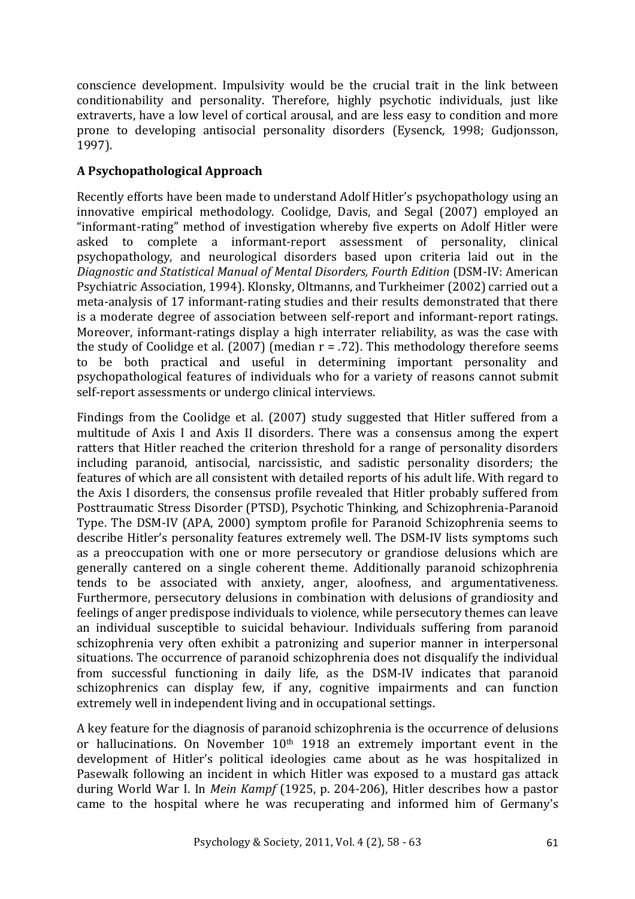conscience development. Impulsivity would be the crucial trait in the link between conditionability and personality. Therefore, highly psychotic individuals, just like extraverts, have a low level of cortical arousal, and are less easy to condition and more prone to developing antisocial personality disorders (Eysenck, 1998; Gudjonsson, 1997).

**A Psychopathological Approach**

Recently efforts have been made to understand Adolf Hitler's psychopathology using an innovative empirical methodology. Coolidge, Davis, and Segal (2007) employed an "informant-rating" method of investigation whereby five experts on Adolf Hitler were asked to complete a informant-report assessment of personality, clinical psychopathology, and neurological disorders based upon criteria laid out in the *Diagnostic and Statistical Manual of Mental Disorders, Fourth Edition* (DSM-IV: American Psychiatric Association, 1994). Klonsky, Oltmanns, and Turkheimer (2002) carried out a meta-analysis of 17 informant-rating studies and their results demonstrated that there is a moderate degree of association between self-report and informant-report ratings. Moreover, informant-ratings display a high interrater reliability, as was the case with the study of Coolidge et al. (2007) (median $r = .72$). This methodology therefore seems to be both practical and useful in determining important personality and psychopathological features of individuals who for a variety of reasons cannot submit self-report assessments or undergo clinical interviews.

Findings from the Coolidge et al. (2007) study suggested that Hitler suffered from a multitude of Axis I and Axis II disorders. There was a consensus among the expert ratters that Hitler reached the criterion threshold for a range of personality disorders including paranoid, antisocial, narcissistic, and sadistic personality disorders; the features of which are all consistent with detailed reports of his adult life. With regard to the Axis I disorders, the consensus profile revealed that Hitler probably suffered from Posttraumatic Stress Disorder (PTSD), Psychotic Thinking, and Schizophrenia-Paranoid Type. The DSM-IV (APA, 2000) symptom profile for Paranoid Schizophrenia seems to describe Hitler's personality features extremely well. The DSM-IV lists symptoms such as a preoccupation with one or more persecutory or grandiose delusions which are generally cantered on a single coherent theme. Additionally paranoid schizophrenia tends to be associated with anxiety, anger, aloofness, and argumentativeness. Furthermore, persecutory delusions in combination with delusions of grandiosity and feelings of anger predispose individuals to violence, while persecutory themes can leave an individual susceptible to suicidal behaviour. Individuals suffering from paranoid schizophrenia very often exhibit a patronizing and superior manner in interpersonal situations. The occurrence of paranoid schizophrenia does not disqualify the individual from successful functioning in daily life, as the DSM-IV indicates that paranoid schizophrenics can display few, if any, cognitive impairments and can function extremely well in independent living and in occupational settings.

A key feature for the diagnosis of paranoid schizophrenia is the occurrence of delusions or hallucinations. On November 10th 1918 an extremely important event in the development of Hitler's political ideologies came about as he was hospitalized in Pasewalk following an incident in which Hitler was exposed to a mustard gas attack during World War I. In *Mein Kampf* (1925, p. 204-206), Hitler describes how a pastor came to the hospital where he was recuperating and informed him of Germany's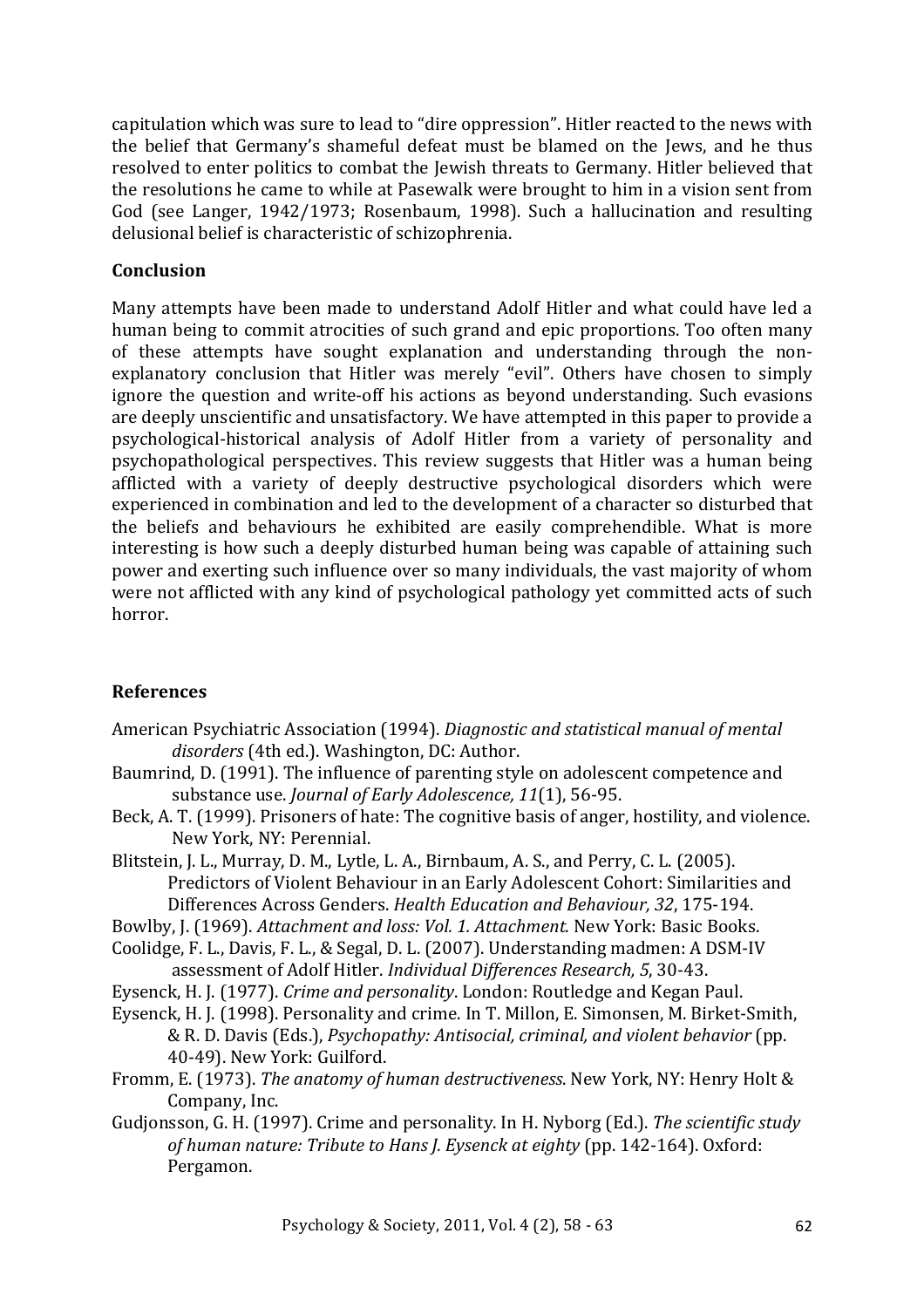capitulation which was sure to lead to "dire oppression". Hitler reacted to the news with the belief that Germany's shameful defeat must be blamed on the Jews, and he thus resolved to enter politics to combat the Jewish threats to Germany. Hitler believed that the resolutions he came to while at Pasewalk were brought to him in a vision sent from God (see Langer, 1942/1973; Rosenbaum, 1998). Such a hallucination and resulting delusional belief is characteristic of schizophrenia.

**Conclusion**

Many attempts have been made to understand Adolf Hitler and what could have led a human being to commit atrocities of such grand and epic proportions. Too often many of these attempts have sought explanation and understanding through the non-explanatory conclusion that Hitler was merely "evil". Others have chosen to simply ignore the question and write-off his actions as beyond understanding. Such evasions are deeply unscientific and unsatisfactory. We have attempted in this paper to provide a psychological-historical analysis of Adolf Hitler from a variety of personality and psychopathological perspectives. This review suggests that Hitler was a human being afflicted with a variety of deeply destructive psychological disorders which were experienced in combination and led to the development of a character so disturbed that the beliefs and behaviours he exhibited are easily comprehendible. What is more interesting is how such a deeply disturbed human being was capable of attaining such power and exerting such influence over so many individuals, the vast majority of whom were not afflicted with any kind of psychological pathology yet committed acts of such horror.

**References**

American Psychiatric Association (1994). *Diagnostic and statistical manual of mental disorders* (4th ed.). Washington, DC: Author.

Baumrind, D. (1991). The influence of parenting style on adolescent competence and substance use. *Journal of Early Adolescence, 11*(1), 56-95.

Beck, A. T. (1999). Prisoners of hate: The cognitive basis of anger, hostility, and violence. New York, NY: Perennial.

Blitstein, J. L., Murray, D. M., Lytle, L. A., Birnbaum, A. S., and Perry, C. L. (2005). Predictors of Violent Behaviour in an Early Adolescent Cohort: Similarities and Differences Across Genders. *Health Education and Behaviour, 32*, 175-194.

Bowlby, J. (1969). *Attachment and loss: Vol. 1. Attachment.* New York: Basic Books.

Coolidge, F. L., Davis, F. L., & Segal, D. L. (2007). Understanding madmen: A DSM-IV assessment of Adolf Hitler. *Individual Differences Research, 5*, 30-43.

Eysenck, H. J. (1977). *Crime and personality*. London: Routledge and Kegan Paul.

Eysenck, H. J. (1998). Personality and crime. In T. Millon, E. Simonsen, M. Birket-Smith, & R. D. Davis (Eds.), *Psychopathy: Antisocial, criminal, and violent behavior* (pp. 40-49). New York: Guilford.

Fromm, E. (1973). *The anatomy of human destructiveness*. New York, NY: Henry Holt & Company, Inc.

Gudjonsson, G. H. (1997). Crime and personality. In H. Nyborg (Ed.). *The scientific study of human nature: Tribute to Hans J. Eysenck at eighty* (pp. 142-164). Oxford: Pergamon.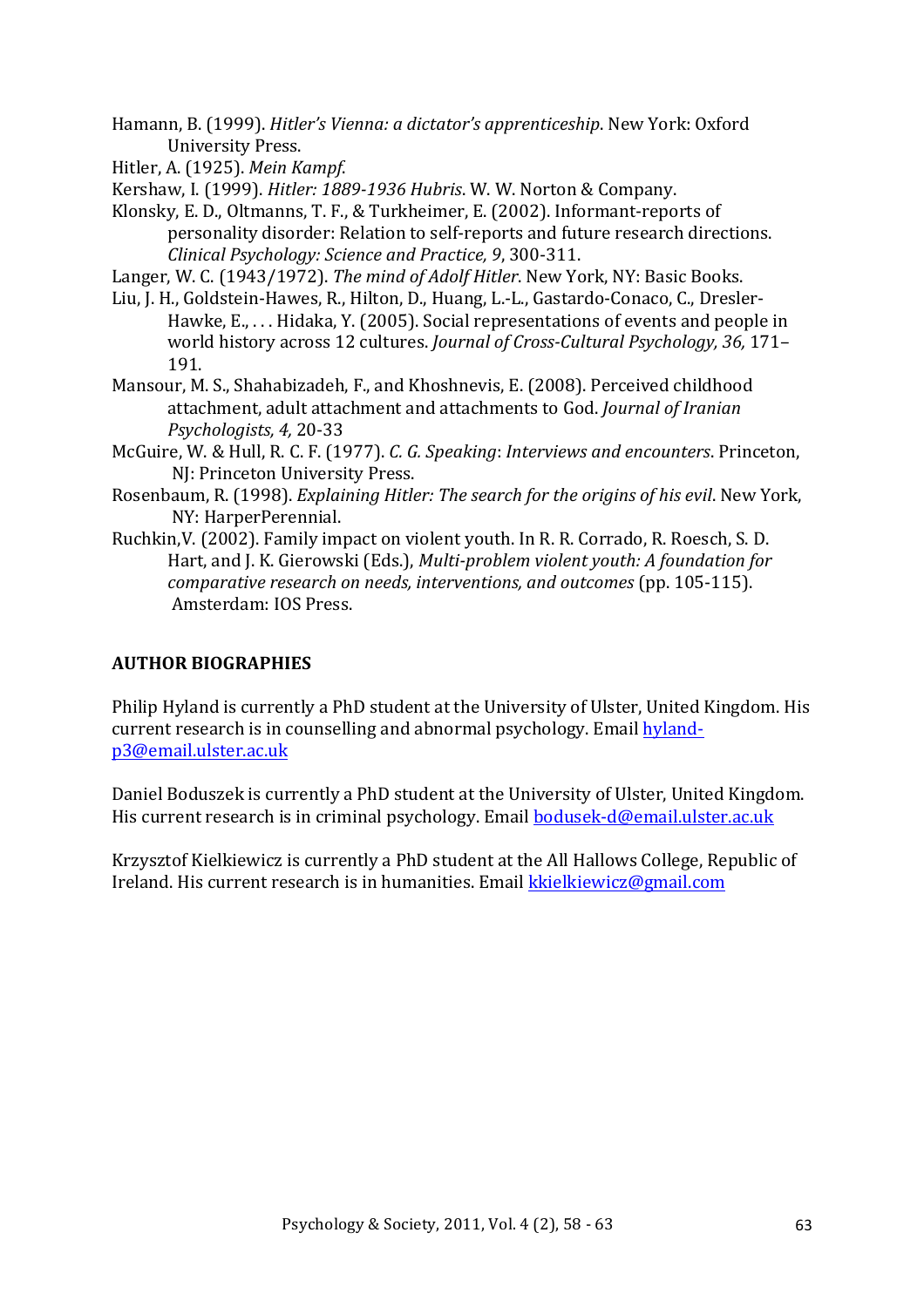Hamann, B. (1999). *Hitler's Vienna: a dictator's apprenticeship*. New York: Oxford University Press.

Hitler, A. (1925). *Mein Kampf*.

Kershaw, I. (1999). *Hitler: 1889-1936 Hubris*. W. W. Norton & Company.

Klonsky, E. D., Oltmanns, T. F., & Turkheimer, E. (2002). Informant-reports of personality disorder: Relation to self-reports and future research directions. *Clinical Psychology: Science and Practice, 9*, 300-311.

Langer, W. C. (1943/1972). *The mind of Adolf Hitler*. New York, NY: Basic Books.

Liu, J. H., Goldstein-Hawes, R., Hilton, D., Huang, L.-L., Gastardo-Conaco, C., Dresler-Hawke, E., . . . Hidaka, Y. (2005). Social representations of events and people in world history across 12 cultures. *Journal of Cross-Cultural Psychology, 36,* 171–191.

Mansour, M. S., Shahabizadeh, F., and Khoshnevis, E. (2008). Perceived childhood attachment, adult attachment and attachments to God. *Journal of Iranian Psychologists, 4,* 20-33

McGuire, W. & Hull, R. C. F. (1977). *C. G. Speaking*: *Interviews and encounters*. Princeton, NJ: Princeton University Press.

Rosenbaum, R. (1998). *Explaining Hitler: The search for the origins of his evil*. New York, NY: HarperPerennial.

Ruchkin,V. (2002). Family impact on violent youth. In R. R. Corrado, R. Roesch, S. D. Hart, and J. K. Gierowski (Eds.), *Multi-problem violent youth: A foundation for comparative research on needs, interventions, and outcomes* (pp. 105-115). Amsterdam: IOS Press.

## AUTHOR BIOGRAPHIES

Philip Hyland is currently a PhD student at the University of Ulster, United Kingdom. His current research is in counselling and abnormal psychology. Email hyland-p3@email.ulster.ac.uk

Daniel Boduszek is currently a PhD student at the University of Ulster, United Kingdom. His current research is in criminal psychology. Email bodusek-d@email.ulster.ac.uk

Krzysztof Kielkiewicz is currently a PhD student at the All Hallows College, Republic of Ireland. His current research is in humanities. Email kkielkiewicz@gmail.com